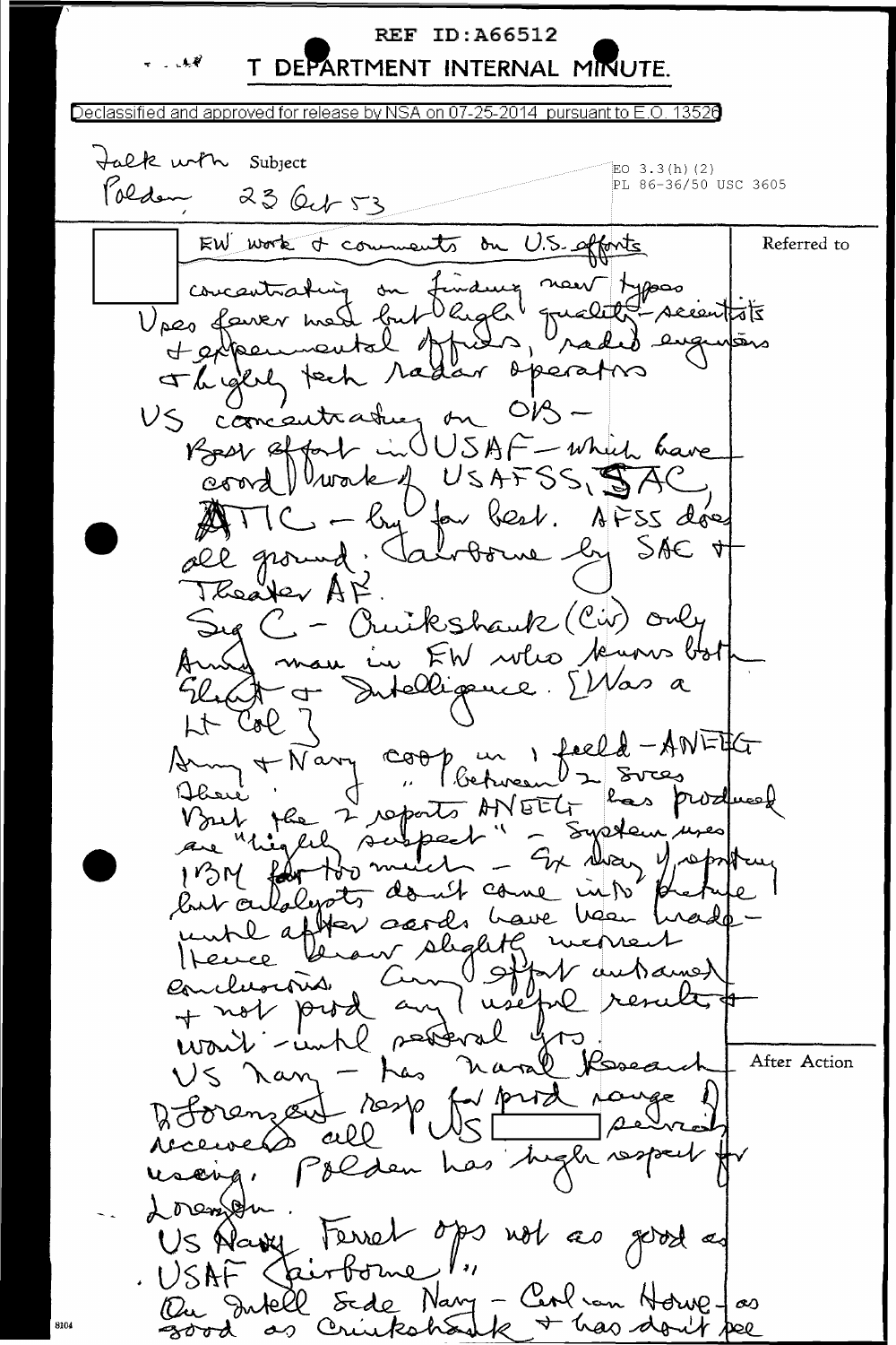REF ID:A66512

T DEPARTMENT INTERNAL MINUTE.

Declassified and approved for release by NSA on 07-25-2014 pursuant to E.O. 13526

Talk with Subject Polden 23 Oct 53

EO 3.3(h)(2)
PL 86-36/50 USC 3605

Referred to

EW work & comments on U.S. efforts

concentrating on finding new types
Uses fewer men but high quality - scientists
& experimental officers, radar engineers
& highly tech radar operators

US concentrating on OB -
Best effort in USAF - which have
coord work of USAFSS, SAC,
ATIC - by far best. AFSS does
all ground. Airborne by SAC &
Theater AF.

Sig C - Cruikshank (Civ) only
Army man in EW who knows both
Elint & Intelligence. [Was a
Lt Col]

Army & Navy coop in 1 field - ANEEG
Those " " between 2 svces
But the 2 reports ANEEG has produced
are "highly suspect" - System uses
IBM far too much - Ex Way of reporting
but analysts don't come into picture
until after cards have been made -
Hence draw slightly incorrect
conclusions. Army effort outdated
& not prod any useful results &
won't - until several yrs.

After Action

US Navy - has Naval Research
D Lorenzen resp for prod range of
receivers all US [redacted] service
using. Polden has high respect for
Lorenzen.

US Navy Ferret ops not as good as
USAF (airborne).

On Intell Side Navy - Carl van Howe - as
good as Cruikshank & has don't see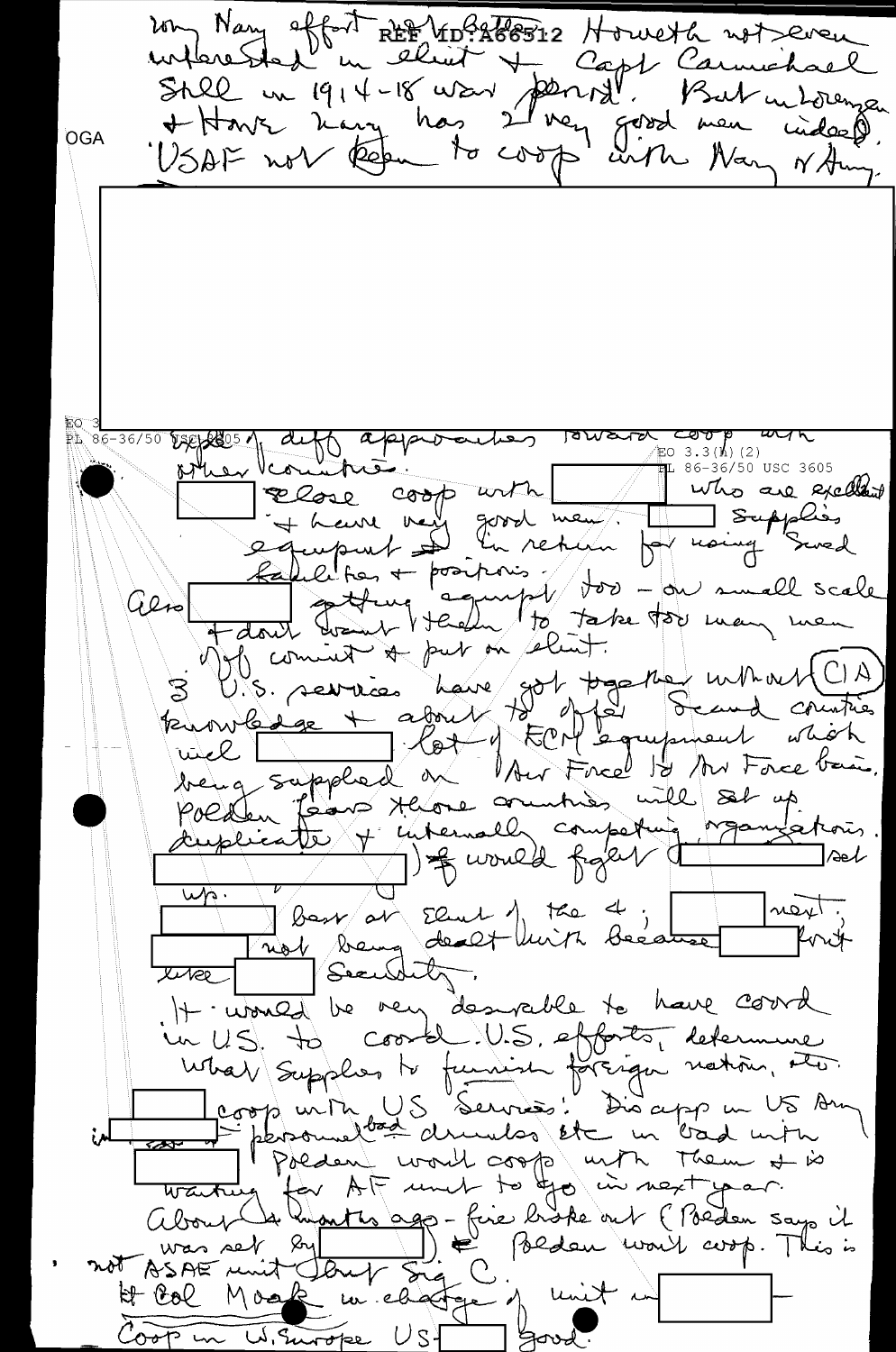Navy effort not better. Howeth not even interested in elint + Capt Carmichael still in 1914-18 war period. But in Lorenzen + Howe Navy has 2 very good men indeed. USAF not keen to coop with Navy or Army.

[redacted]

EO 3.3(h)(2)
PL 86-36/50 USC 3605

diff approaches toward coop with other countries.

[redacted] close coop with [redacted] who are excellent + have very good men. [redacted] supplies equipment in return for using Swed facilities + positions. Also [redacted] getting equipmt too - on small scale + dont want them to take too many men off comint + put on elint.

3 U.S. services have got together without (CIA) knowledge + about to offer Scand countries incl [redacted] lot of ECM equipment which being supplied on Air Force to Air Force basis. Polden fears those countries will set up duplicate + internally competing organizations. [redacted] would fight [redacted] set up.

[redacted] best at Elint of the 4; [redacted] next; [redacted] not being dealt with because [redacted] first like [redacted] security.

It would be very desirable to have coord in US. to coord. U.S. efforts, determine what supplies to furnish foreign nations, etc.

[redacted] coop with US Services: Dis app in US Army in [redacted] - personnel bad drunks etc in bad with [redacted] Polden won't coop with them + is waiting for AF unit to go in next year.

About 4 months ago - fire broke out (Polden says it was set by [redacted]) Polden won't coop. This is not ASAE unit but Sig. C.

Lt Col Moak in charge of unit in [redacted]

Coop in W. Europe US-[redacted] good.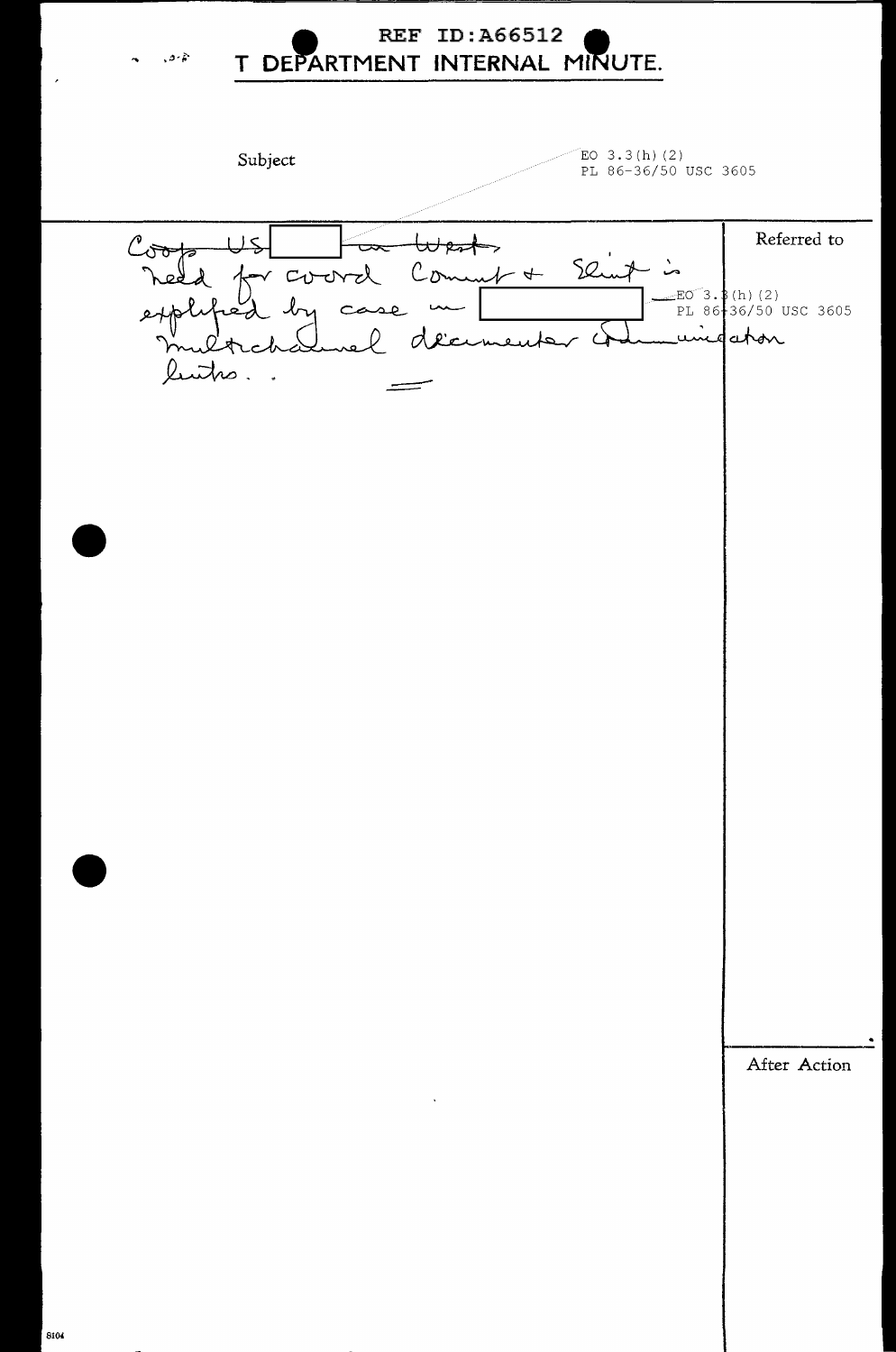REF ID:A66512

# T DEPARTMENT INTERNAL MINUTE.

Subject

EO 3.3(h)(2)
PL 86-36/50 USC 3605

| | Referred to |
|---|---|
| ~~Coop US [redacted] in West~~ need for coord Comint & Elint is explified by case in [redacted] multichannel documentar communication links. | EO 3.3(h)(2) PL 86-36/50 USC 3605 |
| | After Action |